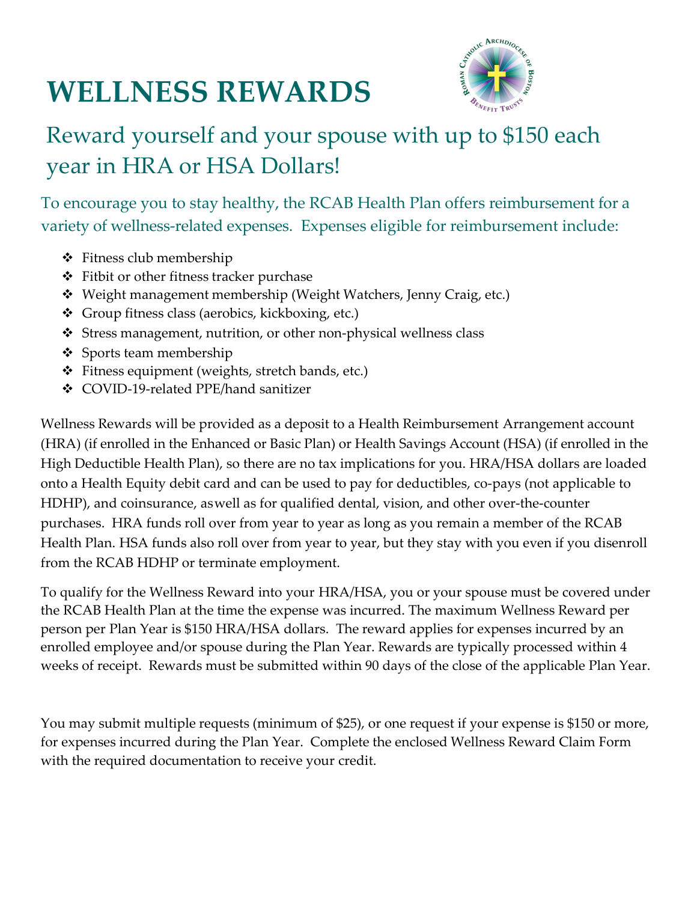# WELLNESS REWARDS

## Reward yourself and your spouse with up to $150 each year in HRA or HSA Dollars!

To encourage you to stay healthy, the RCAB Health Plan offers reimbursement for a variety of wellness-related expenses. Expenses eligible for reimbursement include:

- Fitness club membership
- Fitbit or other fitness tracker purchase
- Weight management membership (Weight Watchers, Jenny Craig, etc.)
- Group fitness class (aerobics, kickboxing, etc.)
- Stress management, nutrition, or other non-physical wellness class
- Sports team membership
- Fitness equipment (weights, stretch bands, etc.)
- COVID-19-related PPE/hand sanitizer

Wellness Rewards will be provided as a deposit to a Health Reimbursement Arrangement account (HRA) (if enrolled in the Enhanced or Basic Plan) or Health Savings Account (HSA) (if enrolled in the High Deductible Health Plan), so there are no tax implications for you. HRA/HSA dollars are loaded onto a Health Equity debit card and can be used to pay for deductibles, co-pays (not applicable to HDHP), and coinsurance, aswell as for qualified dental, vision, and other over-the-counter purchases. HRA funds roll over from year to year as long as you remain a member of the RCAB Health Plan. HSA funds also roll over from year to year, but they stay with you even if you disenroll from the RCAB HDHP or terminate employment.

To qualify for the Wellness Reward into your HRA/HSA, you or your spouse must be covered under the RCAB Health Plan at the time the expense was incurred. The maximum Wellness Reward per person per Plan Year is $150 HRA/HSA dollars. The reward applies for expenses incurred by an enrolled employee and/or spouse during the Plan Year. Rewards are typically processed within 4 weeks of receipt. Rewards must be submitted within 90 days of the close of the applicable Plan Year.

You may submit multiple requests (minimum of $25), or one request if your expense is $150 or more, for expenses incurred during the Plan Year. Complete the enclosed Wellness Reward Claim Form with the required documentation to receive your credit.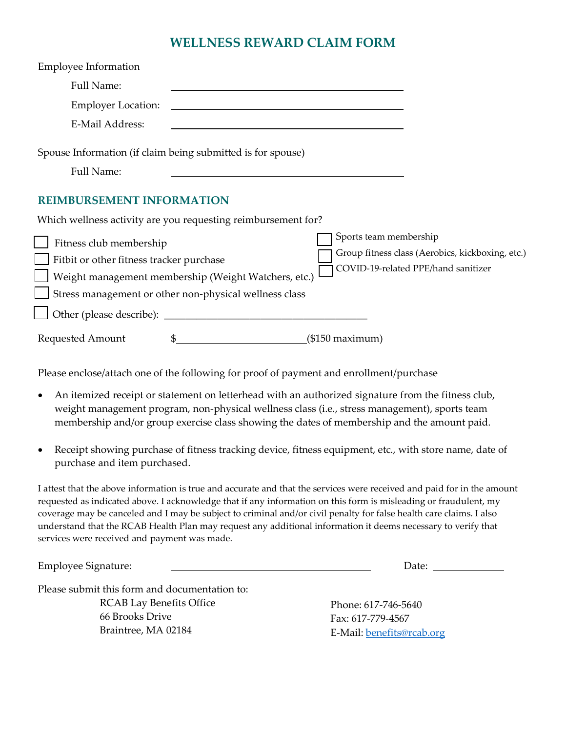# WELLNESS REWARD CLAIM FORM

Employee Information

Full Name: ____________________

Employer Location: ____________________

E-Mail Address: ____________________

Spouse Information (if claim being submitted is for spouse)

Full Name: ____________________

## REIMBURSEMENT INFORMATION

Which wellness activity are you requesting reimbursement for?

- ☐ Fitness club membership
- ☐ Fitbit or other fitness tracker purchase
- ☐ Weight management membership (Weight Watchers, etc.)
- ☐ Stress management or other non-physical wellness class
- ☐ Other (please describe): ____________________
- ☐ Sports team membership
- ☐ Group fitness class (Aerobics, kickboxing, etc.)
- ☐ COVID-19-related PPE/hand sanitizer

Requested Amount $____________________($150 maximum)

Please enclose/attach one of the following for proof of payment and enrollment/purchase

- An itemized receipt or statement on letterhead with an authorized signature from the fitness club, weight management program, non-physical wellness class (i.e., stress management), sports team membership and/or group exercise class showing the dates of membership and the amount paid.
- Receipt showing purchase of fitness tracking device, fitness equipment, etc., with store name, date of purchase and item purchased.

I attest that the above information is true and accurate and that the services were received and paid for in the amount requested as indicated above. I acknowledge that if any information on this form is misleading or fraudulent, my coverage may be canceled and I may be subject to criminal and/or civil penalty for false health care claims. I also understand that the RCAB Health Plan may request any additional information it deems necessary to verify that services were received and payment was made.

Employee Signature: ____________________ Date: __________

Please submit this form and documentation to:

RCAB Lay Benefits Office
66 Brooks Drive
Braintree, MA 02184

Phone: 617-746-5640
Fax: 617-779-4567
E-Mail: benefits@rcab.org